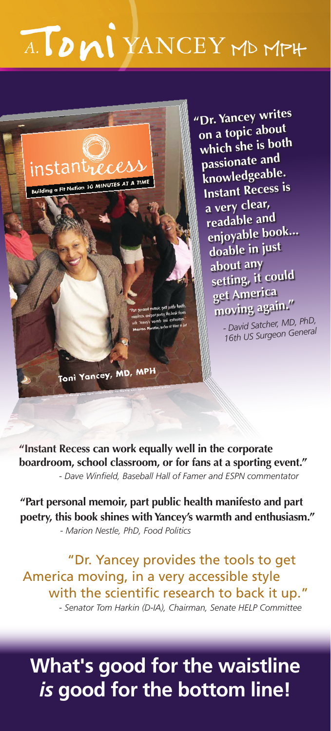# A. Toni YANCEY MD MPH

"Dr. Yancey writes on a topic about which she is both passionate and knowledgeable. Instant Recess is a very clear, readable and enjoyable book... doable in just about any setting, it could get America moving again."

*- David Satcher, MD, PhD, 16th US Surgeon General*

**"Instant Recess can work equally well in the corporate boardroom, school classroom, or for fans at a sporting event."**

*- Dave Winfield, Baseball Hall of Famer and ESPN commentator*

**"Part personal memoir, part public health manifesto and part poetry, this book shines with Yancey's warmth and enthusiasm."**

*- Marion Nestle, PhD, Food Politics*

"Dr. Yancey provides the tools to get America moving, in a very accessible style with the scientific research to back it up."

*- Senator Tom Harkin (D-IA), Chairman, Senate HELP Committee*

## What's good for the waistline *is* good for the bottom line!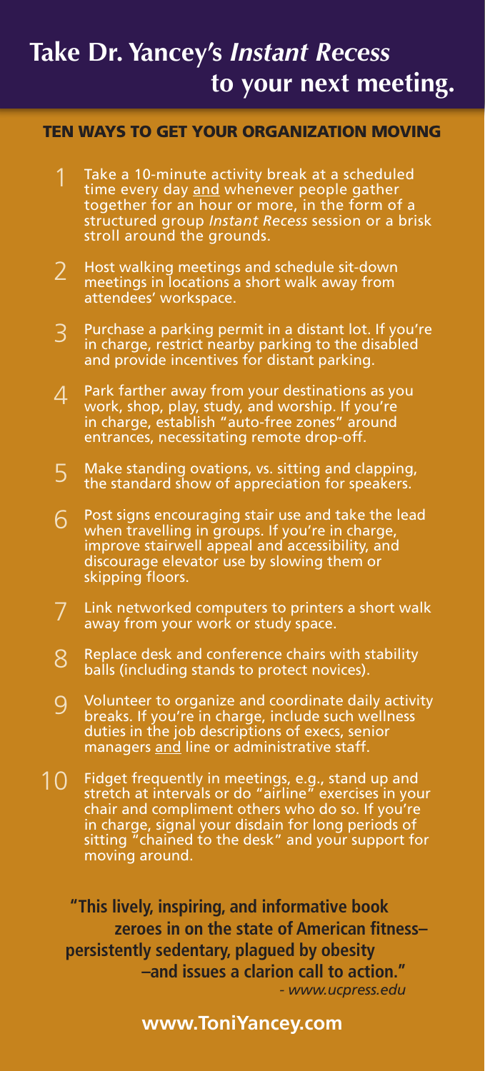# Take Dr. Yancey's *Instant Recess* to your next meeting.

## TEN WAYS TO GET YOUR ORGANIZATION MOVING

1. Take a 10-minute activity break at a scheduled time every day and whenever people gather together for an hour or more, in the form of a structured group *Instant Recess* session or a brisk stroll around the grounds.
2. Host walking meetings and schedule sit-down meetings in locations a short walk away from attendees' workspace.
3. Purchase a parking permit in a distant lot. If you're in charge, restrict nearby parking to the disabled and provide incentives for distant parking.
4. Park farther away from your destinations as you work, shop, play, study, and worship. If you're in charge, establish "auto-free zones" around entrances, necessitating remote drop-off.
5. Make standing ovations, vs. sitting and clapping, the standard show of appreciation for speakers.
6. Post signs encouraging stair use and take the lead when travelling in groups. If you're in charge, improve stairwell appeal and accessibility, and discourage elevator use by slowing them or skipping floors.
7. Link networked computers to printers a short walk away from your work or study space.
8. Replace desk and conference chairs with stability balls (including stands to protect novices).
9. Volunteer to organize and coordinate daily activity breaks. If you're in charge, include such wellness duties in the job descriptions of execs, senior managers and line or administrative staff.
10. Fidget frequently in meetings, e.g., stand up and stretch at intervals or do "airline" exercises in your chair and compliment others who do so. If you're in charge, signal your disdain for long periods of sitting "chained to the desk" and your support for moving around.

**"This lively, inspiring, and informative book zeroes in on the state of American fitness–persistently sedentary, plagued by obesity –and issues a clarion call to action."**

*- www.ucpress.edu*

**www.ToniYancey.com**